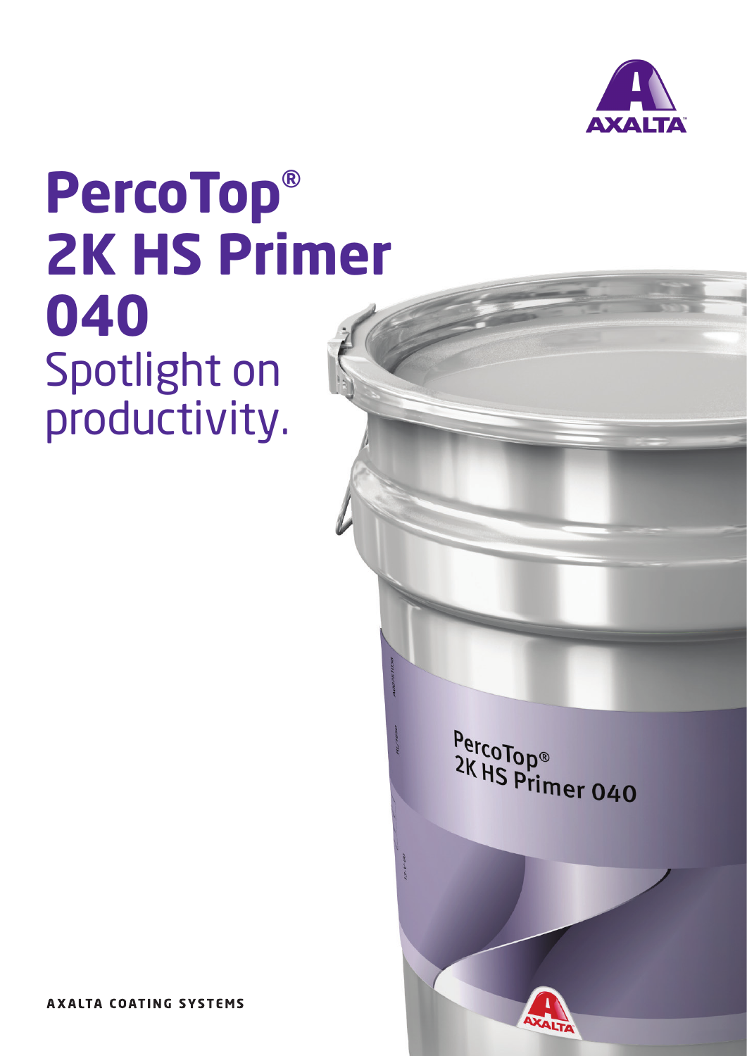# PercoTop® 2K HS Primer 040

Spotlight on productivity.

AXALTA COATING SYSTEMS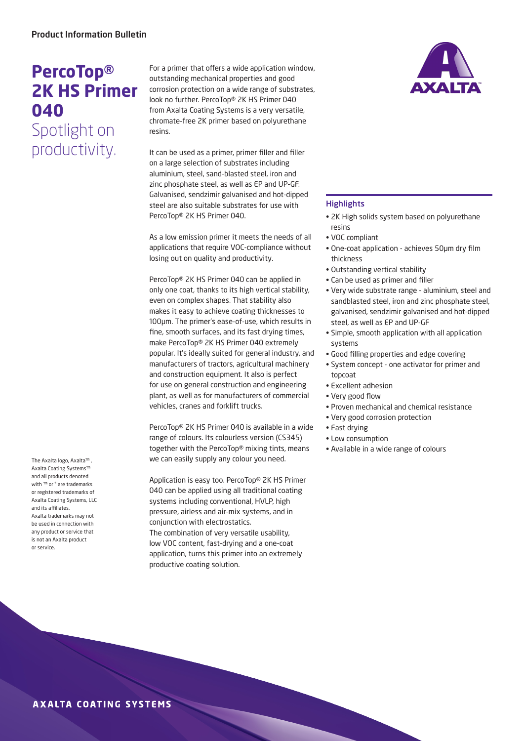Product Information Bulletin

# PercoTop® 2K HS Primer 040

## Spotlight on productivity.

For a primer that offers a wide application window, outstanding mechanical properties and good corrosion protection on a wide range of substrates, look no further. PercoTop® 2K HS Primer 040 from Axalta Coating Systems is a very versatile, chromate-free 2K primer based on polyurethane resins.

It can be used as a primer, primer filler and filler on a large selection of substrates including aluminium, steel, sand-blasted steel, iron and zinc phosphate steel, as well as EP and UP-GF. Galvanised, sendzimir galvanised and hot-dipped steel are also suitable substrates for use with PercoTop® 2K HS Primer 040.

As a low emission primer it meets the needs of all applications that require VOC-compliance without losing out on quality and productivity.

PercoTop® 2K HS Primer 040 can be applied in only one coat, thanks to its high vertical stability, even on complex shapes. That stability also makes it easy to achieve coating thicknesses to 100µm. The primer's ease-of-use, which results in fine, smooth surfaces, and its fast drying times, make PercoTop® 2K HS Primer 040 extremely popular. It's ideally suited for general industry, and manufacturers of tractors, agricultural machinery and construction equipment. It also is perfect for use on general construction and engineering plant, as well as for manufacturers of commercial vehicles, cranes and forklift trucks.

PercoTop® 2K HS Primer 040 is available in a wide range of colours. Its colourless version (CS345) together with the PercoTop® mixing tints, means we can easily supply any colour you need.

Application is easy too. PercoTop® 2K HS Primer 040 can be applied using all traditional coating systems including conventional, HVLP, high pressure, airless and air-mix systems, and in conjunction with electrostatics.
The combination of very versatile usability, low VOC content, fast-drying and a one-coat application, turns this primer into an extremely productive coating solution.

### Highlights

- 2K High solids system based on polyurethane resins
- VOC compliant
- One-coat application - achieves 50µm dry film thickness
- Outstanding vertical stability
- Can be used as primer and filler
- Very wide substrate range - aluminium, steel and sandblasted steel, iron and zinc phosphate steel, galvanised, sendzimir galvanised and hot-dipped steel, as well as EP and UP-GF
- Simple, smooth application with all application systems
- Good filling properties and edge covering
- System concept - one activator for primer and topcoat
- Excellent adhesion
- Very good flow
- Proven mechanical and chemical resistance
- Very good corrosion protection
- Fast drying
- Low consumption
- Available in a wide range of colours

The Axalta logo, Axalta™, Axalta Coating Systems™ and all products denoted with ™ or ® are trademarks or registered trademarks of Axalta Coating Systems, LLC and its affiliates. Axalta trademarks may not be used in connection with any product or service that is not an Axalta product or service.

AXALTA COATING SYSTEMS